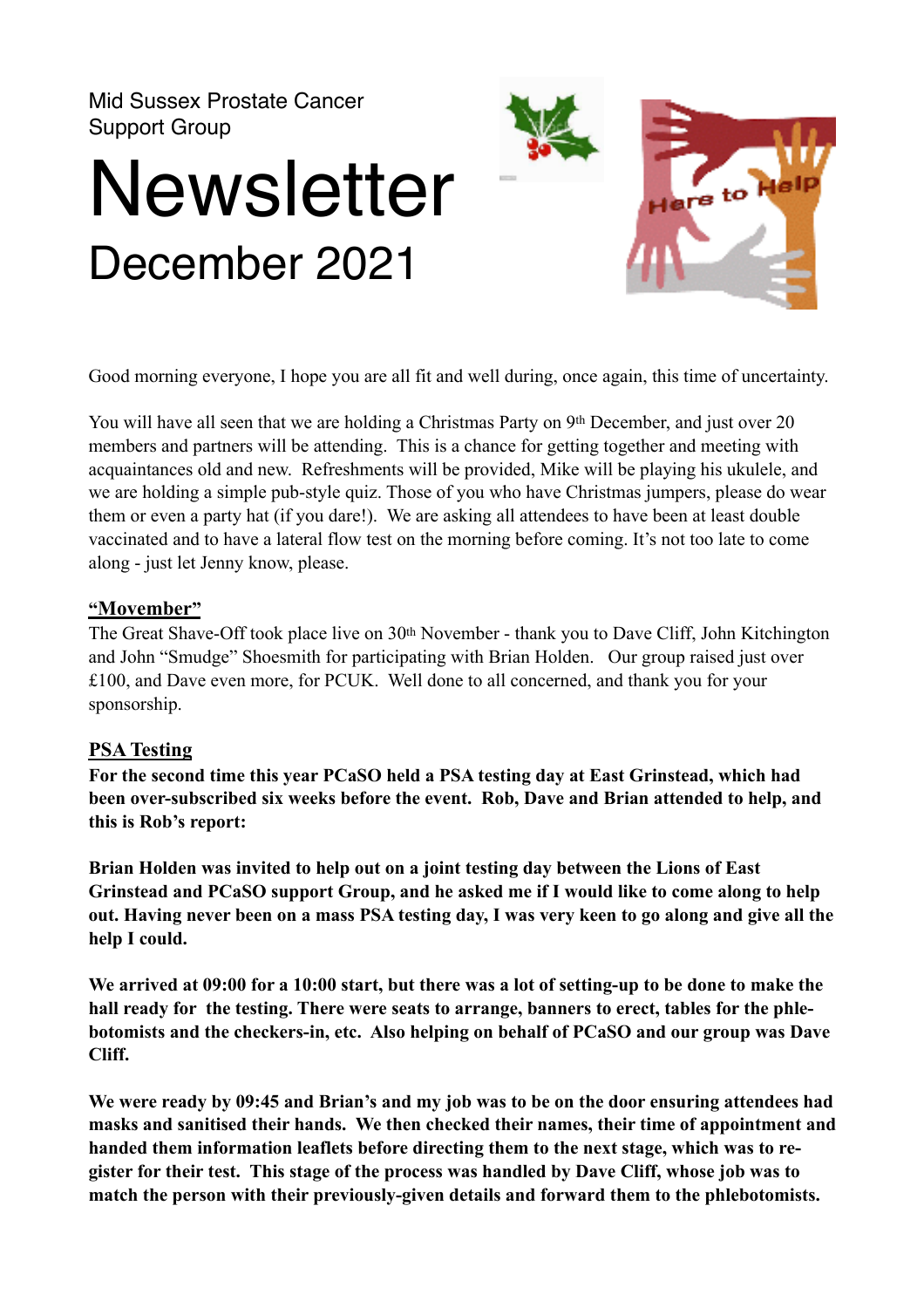Mid Sussex Prostate Cancer Support Group

# Newsletter

## December 2021

Good morning everyone, I hope you are all fit and well during, once again, this time of uncertainty.

You will have all seen that we are holding a Christmas Party on 9th December, and just over 20 members and partners will be attending. This is a chance for getting together and meeting with acquaintances old and new. Refreshments will be provided, Mike will be playing his ukulele, and we are holding a simple pub-style quiz. Those of you who have Christmas jumpers, please do wear them or even a party hat (if you dare!). We are asking all attendees to have been at least double vaccinated and to have a lateral flow test on the morning before coming. It's not too late to come along - just let Jenny know, please.

### "Movember"

The Great Shave-Off took place live on 30th November - thank you to Dave Cliff, John Kitchington and John "Smudge" Shoesmith for participating with Brian Holden. Our group raised just over £100, and Dave even more, for PCUK. Well done to all concerned, and thank you for your sponsorship.

### PSA Testing

**For the second time this year PCaSO held a PSA testing day at East Grinstead, which had been over-subscribed six weeks before the event. Rob, Dave and Brian attended to help, and this is Rob's report:**

**Brian Holden was invited to help out on a joint testing day between the Lions of East Grinstead and PCaSO support Group, and he asked me if I would like to come along to help out. Having never been on a mass PSA testing day, I was very keen to go along and give all the help I could.**

**We arrived at 09:00 for a 10:00 start, but there was a lot of setting-up to be done to make the hall ready for the testing. There were seats to arrange, banners to erect, tables for the phlebotomists and the checkers-in, etc. Also helping on behalf of PCaSO and our group was Dave Cliff.**

**We were ready by 09:45 and Brian's and my job was to be on the door ensuring attendees had masks and sanitised their hands. We then checked their names, their time of appointment and handed them information leaflets before directing them to the next stage, which was to register for their test. This stage of the process was handled by Dave Cliff, whose job was to match the person with their previously-given details and forward them to the phlebotomists.**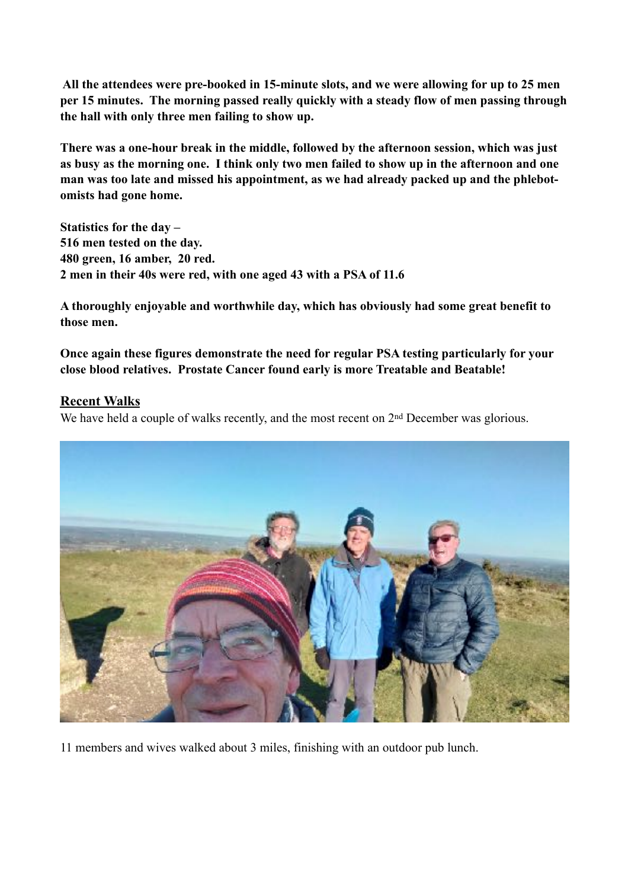**All the attendees were pre-booked in 15-minute slots, and we were allowing for up to 25 men per 15 minutes. The morning passed really quickly with a steady flow of men passing through the hall with only three men failing to show up.**

**There was a one-hour break in the middle, followed by the afternoon session, which was just as busy as the morning one. I think only two men failed to show up in the afternoon and one man was too late and missed his appointment, as we had already packed up and the phlebotomists had gone home.**

**Statistics for the day –**
**516 men tested on the day.**
**480 green, 16 amber, 20 red.**
**2 men in their 40s were red, with one aged 43 with a PSA of 11.6**

**A thoroughly enjoyable and worthwhile day, which has obviously had some great benefit to those men.**

**Once again these figures demonstrate the need for regular PSA testing particularly for your close blood relatives. Prostate Cancer found early is more Treatable and Beatable!**

## Recent Walks

We have held a couple of walks recently, and the most recent on 2nd December was glorious.

11 members and wives walked about 3 miles, finishing with an outdoor pub lunch.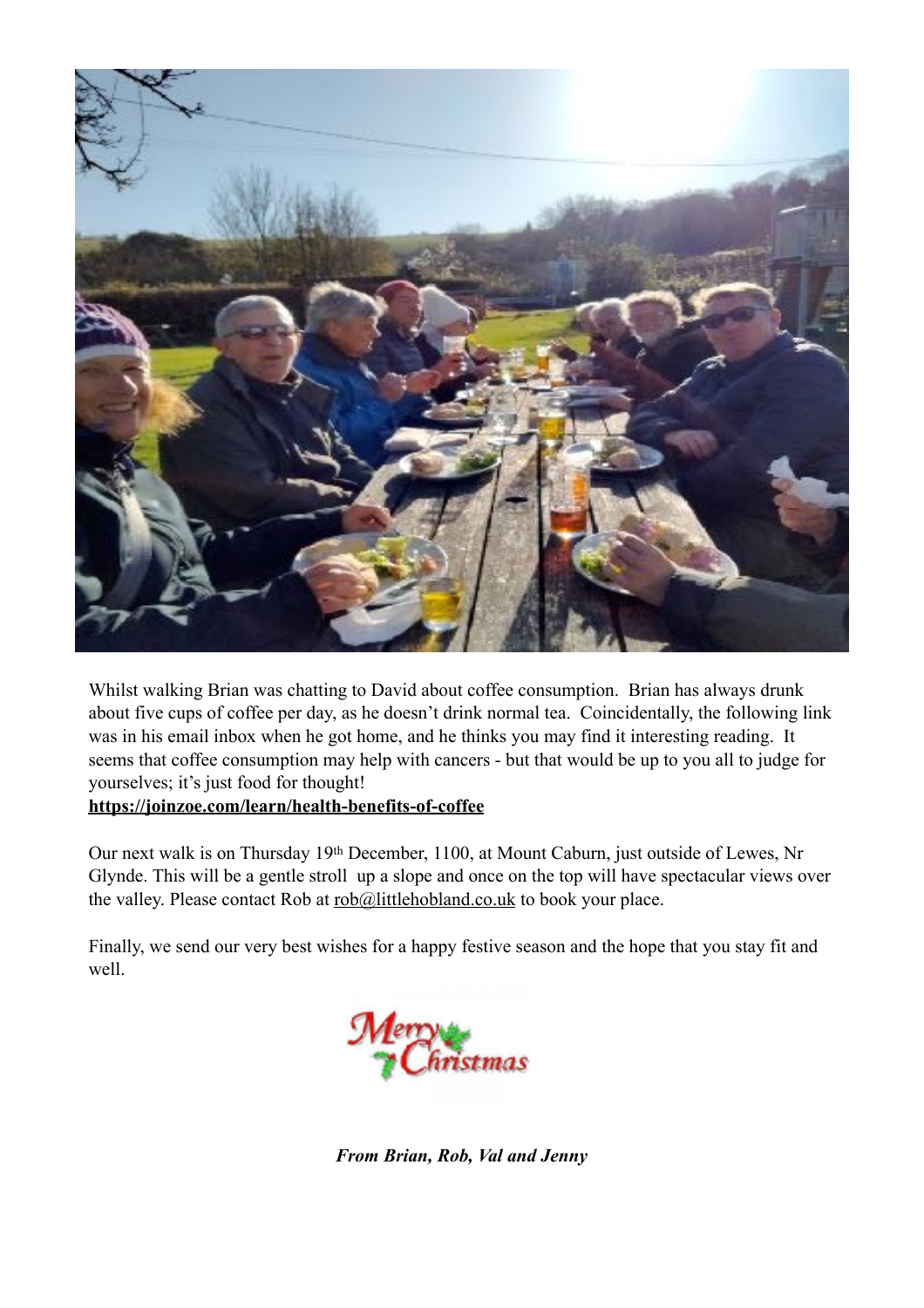Whilst walking Brian was chatting to David about coffee consumption. Brian has always drunk about five cups of coffee per day, as he doesn't drink normal tea. Coincidentally, the following link was in his email inbox when he got home, and he thinks you may find it interesting reading. It seems that coffee consumption may help with cancers - but that would be up to you all to judge for yourselves; it's just food for thought!

**https://joinzoe.com/learn/health-benefits-of-coffee**

Our next walk is on Thursday 19th December, 1100, at Mount Caburn, just outside of Lewes, Nr Glynde. This will be a gentle stroll up a slope and once on the top will have spectacular views over the valley. Please contact Rob at rob@littlehobland.co.uk to book your place.

Finally, we send our very best wishes for a happy festive season and the hope that you stay fit and well.

Merry Christmas

***From Brian, Rob, Val and Jenny***